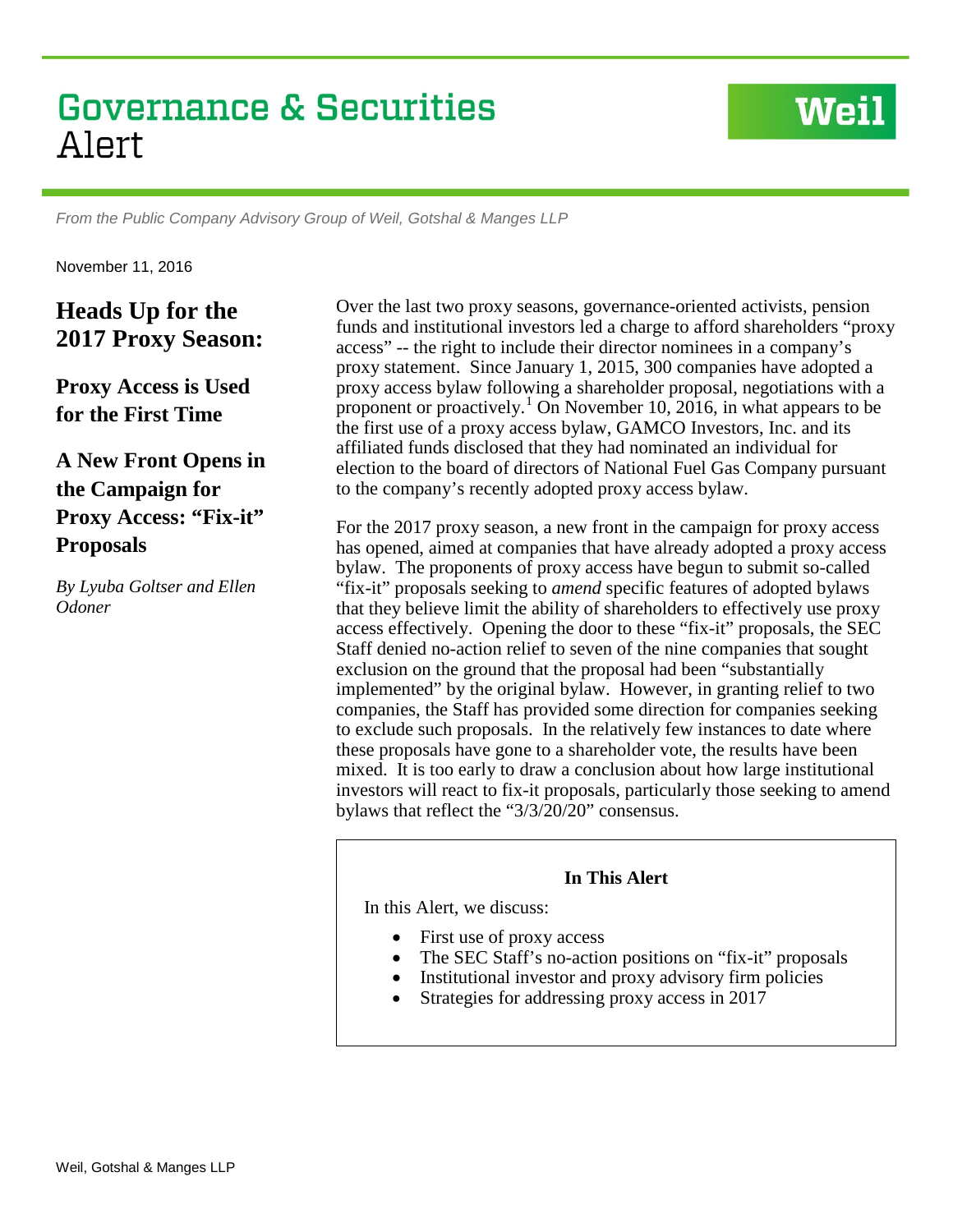# Governance & Securities Alert

*From the Public Company Advisory Group of Weil, Gotshal & Manges LLP*

November 11, 2016

## Heads Up for the 2017 Proxy Season:

## Proxy Access is Used for the First Time

## A New Front Opens in the Campaign for Proxy Access: "Fix-it" Proposals

*By Lyuba Goltser and Ellen Odoner*

Over the last two proxy seasons, governance-oriented activists, pension funds and institutional investors led a charge to afford shareholders "proxy access" -- the right to include their director nominees in a company's proxy statement. Since January 1, 2015, 300 companies have adopted a proxy access bylaw following a shareholder proposal, negotiations with a proponent or proactively.[1] On November 10, 2016, in what appears to be the first use of a proxy access bylaw, GAMCO Investors, Inc. and its affiliated funds disclosed that they had nominated an individual for election to the board of directors of National Fuel Gas Company pursuant to the company's recently adopted proxy access bylaw.

For the 2017 proxy season, a new front in the campaign for proxy access has opened, aimed at companies that have already adopted a proxy access bylaw. The proponents of proxy access have begun to submit so-called "fix-it" proposals seeking to *amend* specific features of adopted bylaws that they believe limit the ability of shareholders to effectively use proxy access effectively. Opening the door to these "fix-it" proposals, the SEC Staff denied no-action relief to seven of the nine companies that sought exclusion on the ground that the proposal had been "substantially implemented" by the original bylaw. However, in granting relief to two companies, the Staff has provided some direction for companies seeking to exclude such proposals. In the relatively few instances to date where these proposals have gone to a shareholder vote, the results have been mixed. It is too early to draw a conclusion about how large institutional investors will react to fix-it proposals, particularly those seeking to amend bylaws that reflect the "3/3/20/20" consensus.

**In This Alert**

In this Alert, we discuss:

- First use of proxy access
- The SEC Staff's no-action positions on "fix-it" proposals
- Institutional investor and proxy advisory firm policies
- Strategies for addressing proxy access in 2017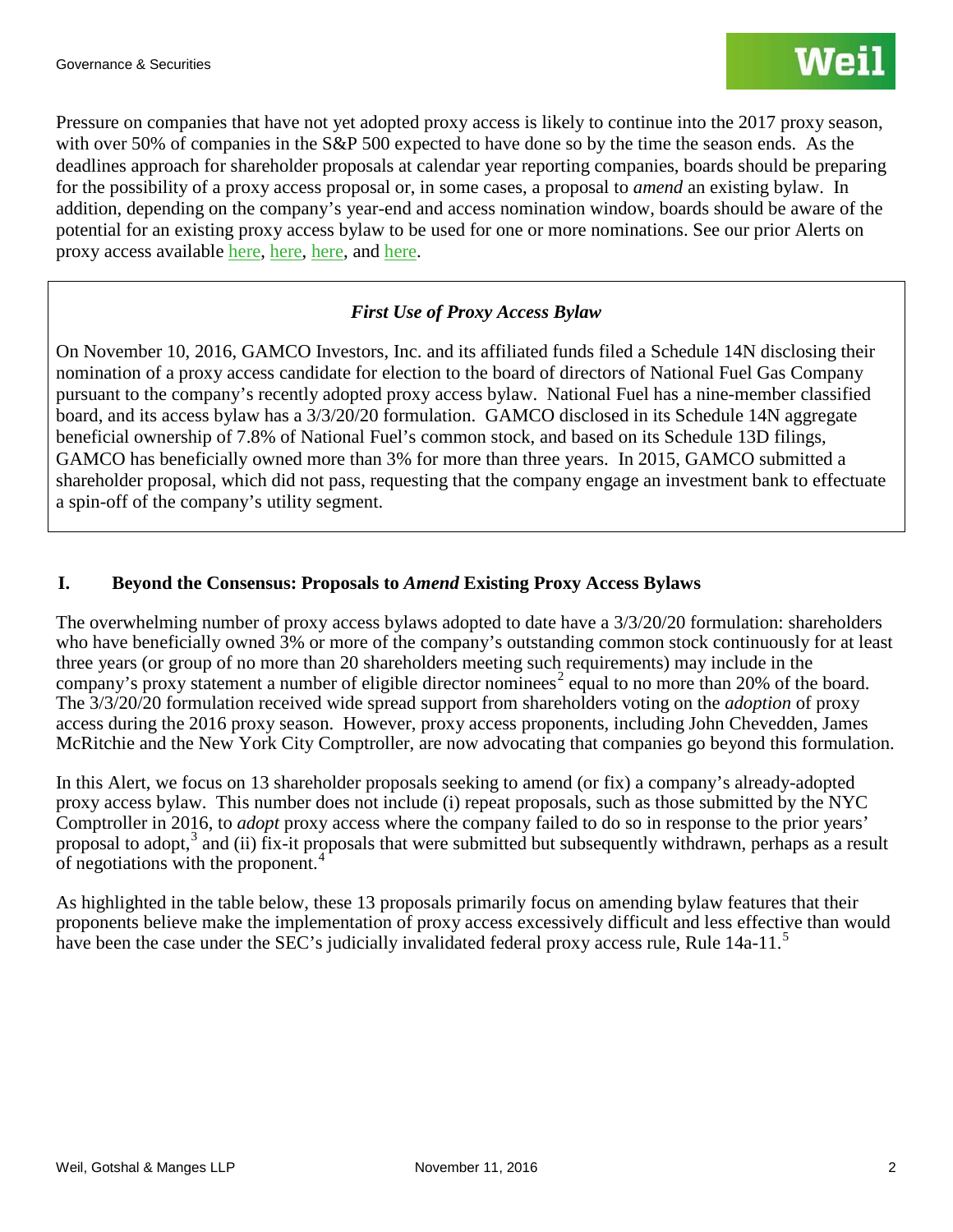Pressure on companies that have not yet adopted proxy access is likely to continue into the 2017 proxy season, with over 50% of companies in the S&P 500 expected to have done so by the time the season ends. As the deadlines approach for shareholder proposals at calendar year reporting companies, boards should be preparing for the possibility of a proxy access proposal or, in some cases, a proposal to *amend* an existing bylaw. In addition, depending on the company's year-end and access nomination window, boards should be aware of the potential for an existing proxy access bylaw to be used for one or more nominations. See our prior Alerts on proxy access available here, here, here, and here.

### *First Use of Proxy Access Bylaw*

On November 10, 2016, GAMCO Investors, Inc. and its affiliated funds filed a Schedule 14N disclosing their nomination of a proxy access candidate for election to the board of directors of National Fuel Gas Company pursuant to the company's recently adopted proxy access bylaw. National Fuel has a nine-member classified board, and its access bylaw has a 3/3/20/20 formulation. GAMCO disclosed in its Schedule 14N aggregate beneficial ownership of 7.8% of National Fuel's common stock, and based on its Schedule 13D filings, GAMCO has beneficially owned more than 3% for more than three years. In 2015, GAMCO submitted a shareholder proposal, which did not pass, requesting that the company engage an investment bank to effectuate a spin-off of the company's utility segment.

## I. Beyond the Consensus: Proposals to *Amend* Existing Proxy Access Bylaws

The overwhelming number of proxy access bylaws adopted to date have a 3/3/20/20 formulation: shareholders who have beneficially owned 3% or more of the company's outstanding common stock continuously for at least three years (or group of no more than 20 shareholders meeting such requirements) may include in the company's proxy statement a number of eligible director nominees[2] equal to no more than 20% of the board. The 3/3/20/20 formulation received wide spread support from shareholders voting on the *adoption* of proxy access during the 2016 proxy season. However, proxy access proponents, including John Chevedden, James McRitchie and the New York City Comptroller, are now advocating that companies go beyond this formulation.

In this Alert, we focus on 13 shareholder proposals seeking to amend (or fix) a company's already-adopted proxy access bylaw. This number does not include (i) repeat proposals, such as those submitted by the NYC Comptroller in 2016, to *adopt* proxy access where the company failed to do so in response to the prior years' proposal to adopt,[3] and (ii) fix-it proposals that were submitted but subsequently withdrawn, perhaps as a result of negotiations with the proponent.[4]

As highlighted in the table below, these 13 proposals primarily focus on amending bylaw features that their proponents believe make the implementation of proxy access excessively difficult and less effective than would have been the case under the SEC's judicially invalidated federal proxy access rule, Rule 14a-11.[5]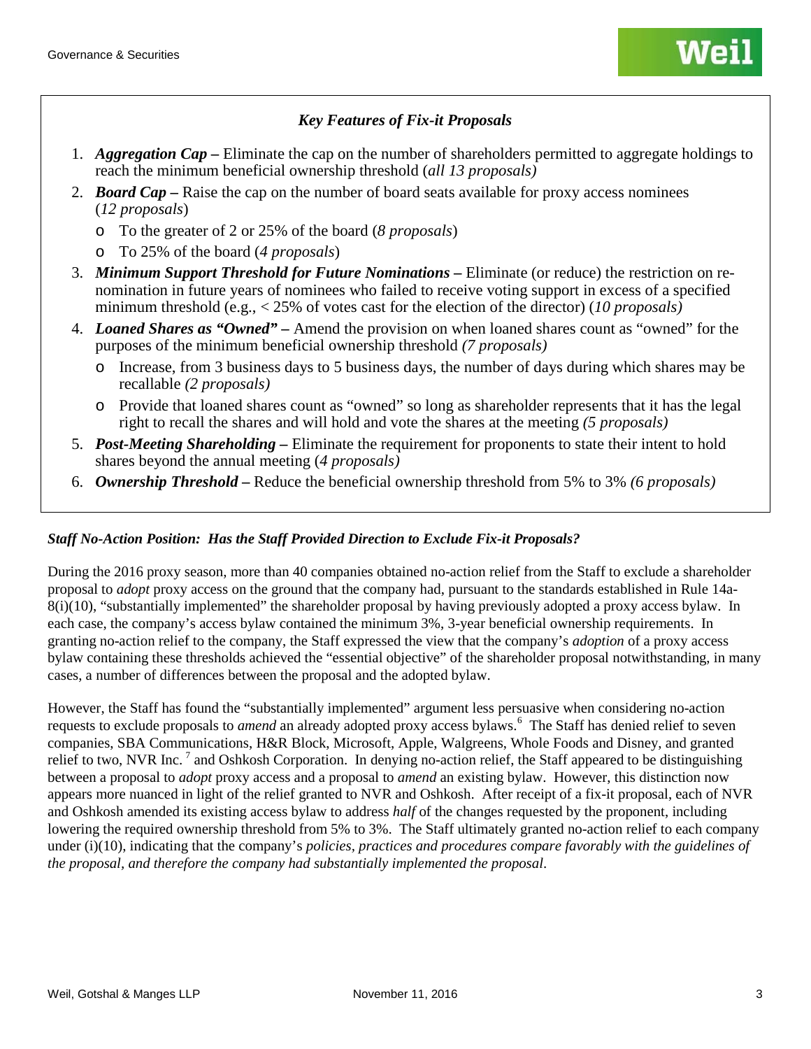### *Key Features of Fix-it Proposals*

1. ***Aggregation Cap –*** Eliminate the cap on the number of shareholders permitted to aggregate holdings to reach the minimum beneficial ownership threshold (*all 13 proposals)*
2. ***Board Cap –*** Raise the cap on the number of board seats available for proxy access nominees (*12 proposals*)
   - To the greater of 2 or 25% of the board (*8 proposals*)
   - To 25% of the board (*4 proposals*)
3. ***Minimum Support Threshold for Future Nominations –*** Eliminate (or reduce) the restriction on re-nomination in future years of nominees who failed to receive voting support in excess of a specified minimum threshold (e.g., < 25% of votes cast for the election of the director) (*10 proposals)*
4. ***Loaned Shares as "Owned" –*** Amend the provision on when loaned shares count as "owned" for the purposes of the minimum beneficial ownership threshold *(7 proposals)*
   - Increase, from 3 business days to 5 business days, the number of days during which shares may be recallable *(2 proposals)*
   - Provide that loaned shares count as "owned" so long as shareholder represents that it has the legal right to recall the shares and will hold and vote the shares at the meeting *(5 proposals)*
5. ***Post-Meeting Shareholding –*** Eliminate the requirement for proponents to state their intent to hold shares beyond the annual meeting (*4 proposals)*
6. ***Ownership Threshold –*** Reduce the beneficial ownership threshold from 5% to 3% *(6 proposals)*

***Staff No-Action Position: Has the Staff Provided Direction to Exclude Fix-it Proposals?***

During the 2016 proxy season, more than 40 companies obtained no-action relief from the Staff to exclude a shareholder proposal to *adopt* proxy access on the ground that the company had, pursuant to the standards established in Rule 14a-8(i)(10), "substantially implemented" the shareholder proposal by having previously adopted a proxy access bylaw. In each case, the company's access bylaw contained the minimum 3%, 3-year beneficial ownership requirements. In granting no-action relief to the company, the Staff expressed the view that the company's *adoption* of a proxy access bylaw containing these thresholds achieved the "essential objective" of the shareholder proposal notwithstanding, in many cases, a number of differences between the proposal and the adopted bylaw.

However, the Staff has found the "substantially implemented" argument less persuasive when considering no-action requests to exclude proposals to *amend* an already adopted proxy access bylaws.[6] The Staff has denied relief to seven companies, SBA Communications, H&R Block, Microsoft, Apple, Walgreens, Whole Foods and Disney, and granted relief to two, NVR Inc. [7] and Oshkosh Corporation. In denying no-action relief, the Staff appeared to be distinguishing between a proposal to *adopt* proxy access and a proposal to *amend* an existing bylaw. However, this distinction now appears more nuanced in light of the relief granted to NVR and Oshkosh. After receipt of a fix-it proposal, each of NVR and Oshkosh amended its existing access bylaw to address *half* of the changes requested by the proponent, including lowering the required ownership threshold from 5% to 3%. The Staff ultimately granted no-action relief to each company under (i)(10), indicating that the company's *policies, practices and procedures compare favorably with the guidelines of the proposal, and therefore the company had substantially implemented the proposal*.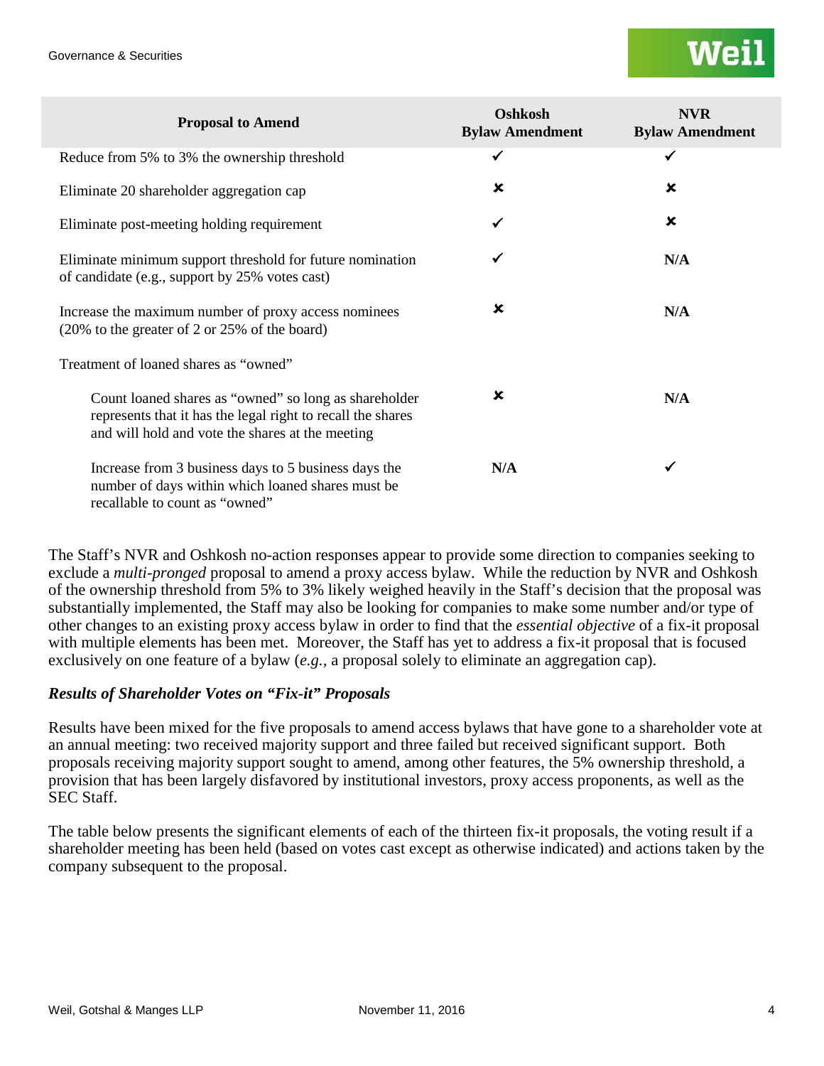| Proposal to Amend | Oshkosh Bylaw Amendment | NVR Bylaw Amendment |
|---|---|---|
| Reduce from 5% to 3% the ownership threshold | ✓ | ✓ |
| Eliminate 20 shareholder aggregation cap | ✗ | ✗ |
| Eliminate post-meeting holding requirement | ✓ | ✗ |
| Eliminate minimum support threshold for future nomination of candidate (e.g., support by 25% votes cast) | ✓ | N/A |
| Increase the maximum number of proxy access nominees (20% to the greater of 2 or 25% of the board) | ✗ | N/A |
| Treatment of loaned shares as "owned" | | |
| Count loaned shares as "owned" so long as shareholder represents that it has the legal right to recall the shares and will hold and vote the shares at the meeting | ✗ | N/A |
| Increase from 3 business days to 5 business days the number of days within which loaned shares must be recallable to count as "owned" | N/A | ✓ |

The Staff's NVR and Oshkosh no-action responses appear to provide some direction to companies seeking to exclude a *multi-pronged* proposal to amend a proxy access bylaw. While the reduction by NVR and Oshkosh of the ownership threshold from 5% to 3% likely weighed heavily in the Staff's decision that the proposal was substantially implemented, the Staff may also be looking for companies to make some number and/or type of other changes to an existing proxy access bylaw in order to find that the *essential objective* of a fix-it proposal with multiple elements has been met. Moreover, the Staff has yet to address a fix-it proposal that is focused exclusively on one feature of a bylaw (*e.g.*, a proposal solely to eliminate an aggregation cap).

### *Results of Shareholder Votes on "Fix-it" Proposals*

Results have been mixed for the five proposals to amend access bylaws that have gone to a shareholder vote at an annual meeting: two received majority support and three failed but received significant support. Both proposals receiving majority support sought to amend, among other features, the 5% ownership threshold, a provision that has been largely disfavored by institutional investors, proxy access proponents, as well as the SEC Staff.

The table below presents the significant elements of each of the thirteen fix-it proposals, the voting result if a shareholder meeting has been held (based on votes cast except as otherwise indicated) and actions taken by the company subsequent to the proposal.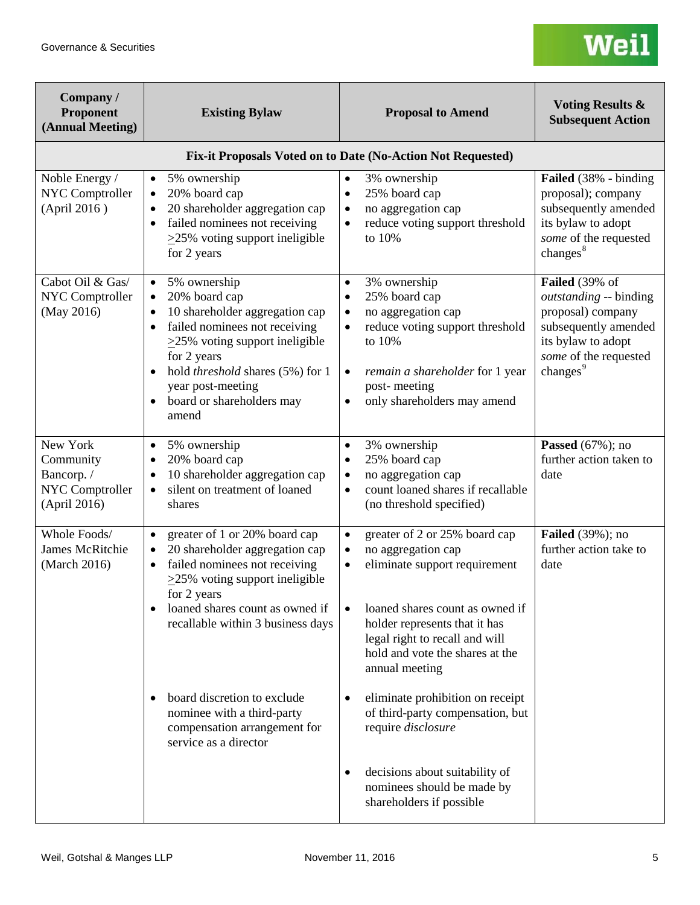| Company / Proponent (Annual Meeting) | Existing Bylaw | Proposal to Amend | Voting Results & Subsequent Action |
|---|---|---|---|
| **Fix-it Proposals Voted on to Date (No-Action Not Requested)** | | | |
| Noble Energy / NYC Comptroller (April 2016 ) | • 5% ownership<br>• 20% board cap<br>• 20 shareholder aggregation cap<br>• failed nominees not receiving ≥25% voting support ineligible for 2 years | • 3% ownership<br>• 25% board cap<br>• no aggregation cap<br>• reduce voting support threshold to 10% | **Failed** (38% - binding proposal); company subsequently amended its bylaw to adopt *some* of the requested changes[8] |
| Cabot Oil & Gas/ NYC Comptroller (May 2016) | • 5% ownership<br>• 20% board cap<br>• 10 shareholder aggregation cap<br>• failed nominees not receiving ≥25% voting support ineligible for 2 years<br>• hold *threshold* shares (5%) for 1 year post-meeting<br>• board or shareholders may amend | • 3% ownership<br>• 25% board cap<br>• no aggregation cap<br>• reduce voting support threshold to 10%<br>• *remain a shareholder* for 1 year post- meeting<br>• only shareholders may amend | **Failed** (39% of *outstanding* -- binding proposal) company subsequently amended its bylaw to adopt *some* of the requested changes[9] |
| New York Community Bancorp. / NYC Comptroller (April 2016) | • 5% ownership<br>• 20% board cap<br>• 10 shareholder aggregation cap<br>• silent on treatment of loaned shares | • 3% ownership<br>• 25% board cap<br>• no aggregation cap<br>• count loaned shares if recallable (no threshold specified) | **Passed** (67%); no further action taken to date |
| Whole Foods/ James McRitchie (March 2016) | • greater of 1 or 20% board cap<br>• 20 shareholder aggregation cap<br>• failed nominees not receiving ≥25% voting support ineligible for 2 years<br>• loaned shares count as owned if recallable within 3 business days<br>• board discretion to exclude nominee with a third-party compensation arrangement for service as a director | • greater of 2 or 25% board cap<br>• no aggregation cap<br>• eliminate support requirement<br>• loaned shares count as owned if holder represents that it has legal right to recall and will hold and vote the shares at the annual meeting<br>• eliminate prohibition on receipt of third-party compensation, but require *disclosure*<br>• decisions about suitability of nominees should be made by shareholders if possible | **Failed** (39%); no further action take to date |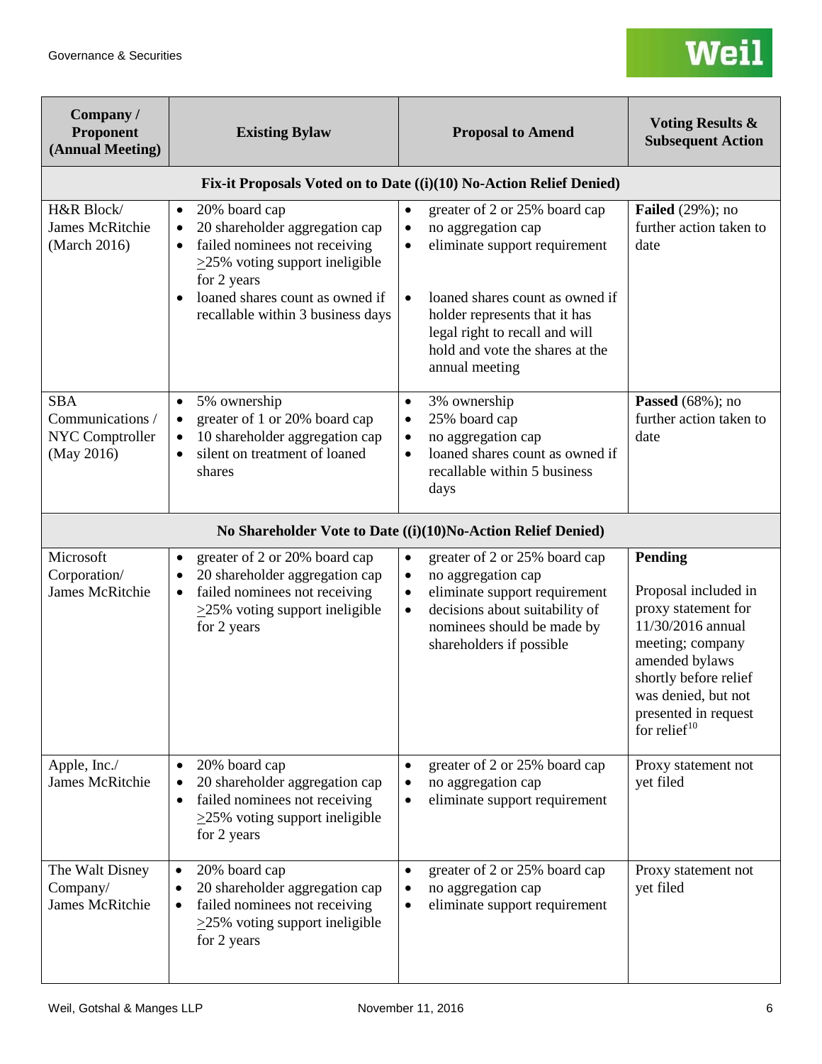| Company / Proponent (Annual Meeting) | Existing Bylaw | Proposal to Amend | Voting Results & Subsequent Action |
|---|---|---|---|
| **Fix-it Proposals Voted on to Date ((i)(10) No-Action Relief Denied)** | | | |
| H&R Block/ James McRitchie (March 2016) | • 20% board cap<br>• 20 shareholder aggregation cap<br>• failed nominees not receiving ≥25% voting support ineligible for 2 years<br>• loaned shares count as owned if recallable within 3 business days | • greater of 2 or 25% board cap<br>• no aggregation cap<br>• eliminate support requirement<br>• loaned shares count as owned if holder represents that it has legal right to recall and will hold and vote the shares at the annual meeting | **Failed** (29%); no further action taken to date |
| SBA Communications / NYC Comptroller (May 2016) | • 5% ownership<br>• greater of 1 or 20% board cap<br>• 10 shareholder aggregation cap<br>• silent on treatment of loaned shares | • 3% ownership<br>• 25% board cap<br>• no aggregation cap<br>• loaned shares count as owned if recallable within 5 business days | **Passed** (68%); no further action taken to date |
| **No Shareholder Vote to Date ((i)(10)No-Action Relief Denied)** | | | |
| Microsoft Corporation/ James McRitchie | • greater of 2 or 20% board cap<br>• 20 shareholder aggregation cap<br>• failed nominees not receiving ≥25% voting support ineligible for 2 years | • greater of 2 or 25% board cap<br>• no aggregation cap<br>• eliminate support requirement<br>• decisions about suitability of nominees should be made by shareholders if possible | **Pending**<br><br>Proposal included in proxy statement for 11/30/2016 annual meeting; company amended bylaws shortly before relief was denied, but not presented in request for relief[10] |
| Apple, Inc./ James McRitchie | • 20% board cap<br>• 20 shareholder aggregation cap<br>• failed nominees not receiving ≥25% voting support ineligible for 2 years | • greater of 2 or 25% board cap<br>• no aggregation cap<br>• eliminate support requirement | Proxy statement not yet filed |
| The Walt Disney Company/ James McRitchie | • 20% board cap<br>• 20 shareholder aggregation cap<br>• failed nominees not receiving ≥25% voting support ineligible for 2 years | • greater of 2 or 25% board cap<br>• no aggregation cap<br>• eliminate support requirement | Proxy statement not yet filed |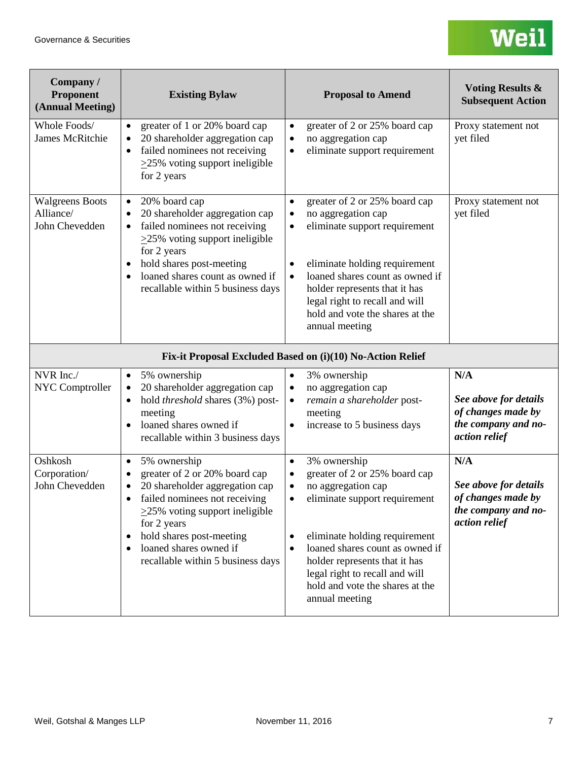| Company / Proponent (Annual Meeting) | Existing Bylaw | Proposal to Amend | Voting Results & Subsequent Action |
|---|---|---|---|
| Whole Foods/ James McRitchie | • greater of 1 or 20% board cap<br>• 20 shareholder aggregation cap<br>• failed nominees not receiving ≥25% voting support ineligible for 2 years | • greater of 2 or 25% board cap<br>• no aggregation cap<br>• eliminate support requirement | Proxy statement not yet filed |
| Walgreens Boots Alliance/ John Chevedden | • 20% board cap<br>• 20 shareholder aggregation cap<br>• failed nominees not receiving ≥25% voting support ineligible for 2 years<br>• hold shares post-meeting<br>• loaned shares count as owned if recallable within 5 business days | • greater of 2 or 25% board cap<br>• no aggregation cap<br>• eliminate support requirement<br>• eliminate holding requirement<br>• loaned shares count as owned if holder represents that it has legal right to recall and will hold and vote the shares at the annual meeting | Proxy statement not yet filed |
| **Fix-it Proposal Excluded Based on (i)(10) No-Action Relief** | | | |
| NVR Inc./ NYC Comptroller | • 5% ownership<br>• 20 shareholder aggregation cap<br>• hold *threshold* shares (3%) post-meeting<br>• loaned shares owned if recallable within 3 business days | • 3% ownership<br>• no aggregation cap<br>• *remain a shareholder* post-meeting<br>• increase to 5 business days | **N/A**<br><br>***See above for details of changes made by the company and no-action relief*** |
| Oshkosh Corporation/ John Chevedden | • 5% ownership<br>• greater of 2 or 20% board cap<br>• 20 shareholder aggregation cap<br>• failed nominees not receiving ≥25% voting support ineligible for 2 years<br>• hold shares post-meeting<br>• loaned shares owned if recallable within 5 business days | • 3% ownership<br>• greater of 2 or 25% board cap<br>• no aggregation cap<br>• eliminate support requirement<br>• eliminate holding requirement<br>• loaned shares count as owned if holder represents that it has legal right to recall and will hold and vote the shares at the annual meeting | **N/A**<br><br>***See above for details of changes made by the company and no-action relief*** |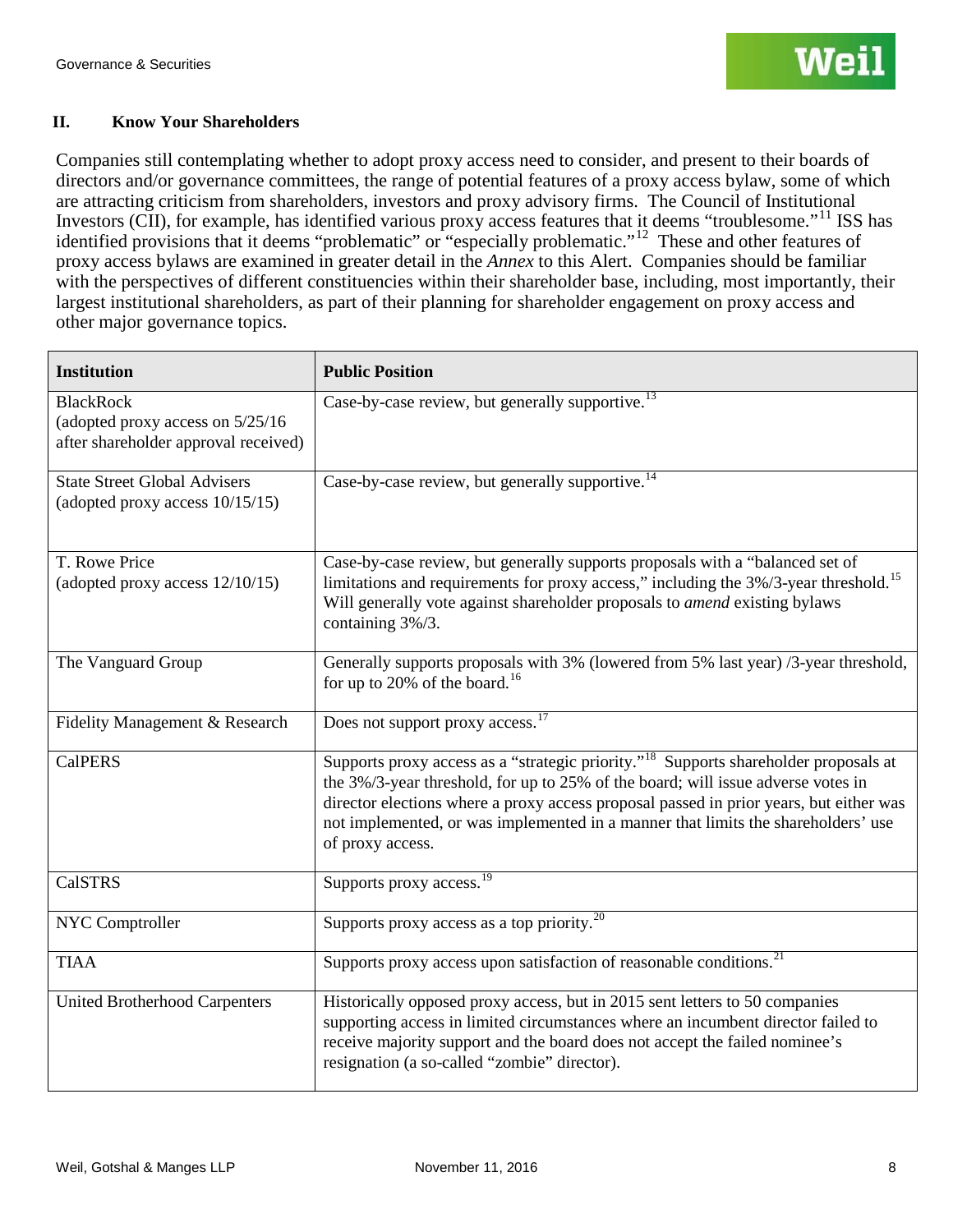## II. Know Your Shareholders

Companies still contemplating whether to adopt proxy access need to consider, and present to their boards of directors and/or governance committees, the range of potential features of a proxy access bylaw, some of which are attracting criticism from shareholders, investors and proxy advisory firms. The Council of Institutional Investors (CII), for example, has identified various proxy access features that it deems "troublesome."[11] ISS has identified provisions that it deems "problematic" or "especially problematic."[12] These and other features of proxy access bylaws are examined in greater detail in the *Annex* to this Alert. Companies should be familiar with the perspectives of different constituencies within their shareholder base, including, most importantly, their largest institutional shareholders, as part of their planning for shareholder engagement on proxy access and other major governance topics.

| Institution | Public Position |
|---|---|
| BlackRock (adopted proxy access on 5/25/16 after shareholder approval received) | Case-by-case review, but generally supportive.[13] |
| State Street Global Advisers (adopted proxy access 10/15/15) | Case-by-case review, but generally supportive.[14] |
| T. Rowe Price (adopted proxy access 12/10/15) | Case-by-case review, but generally supports proposals with a "balanced set of limitations and requirements for proxy access," including the 3%/3-year threshold.[15] Will generally vote against shareholder proposals to *amend* existing bylaws containing 3%/3. |
| The Vanguard Group | Generally supports proposals with 3% (lowered from 5% last year) /3-year threshold, for up to 20% of the board.[16] |
| Fidelity Management & Research | Does not support proxy access.[17] |
| CalPERS | Supports proxy access as a "strategic priority."[18] Supports shareholder proposals at the 3%/3-year threshold, for up to 25% of the board; will issue adverse votes in director elections where a proxy access proposal passed in prior years, but either was not implemented, or was implemented in a manner that limits the shareholders' use of proxy access. |
| CalSTRS | Supports proxy access.[19] |
| NYC Comptroller | Supports proxy access as a top priority.[20] |
| TIAA | Supports proxy access upon satisfaction of reasonable conditions.[21] |
| United Brotherhood Carpenters | Historically opposed proxy access, but in 2015 sent letters to 50 companies supporting access in limited circumstances where an incumbent director failed to receive majority support and the board does not accept the failed nominee's resignation (a so-called "zombie" director). |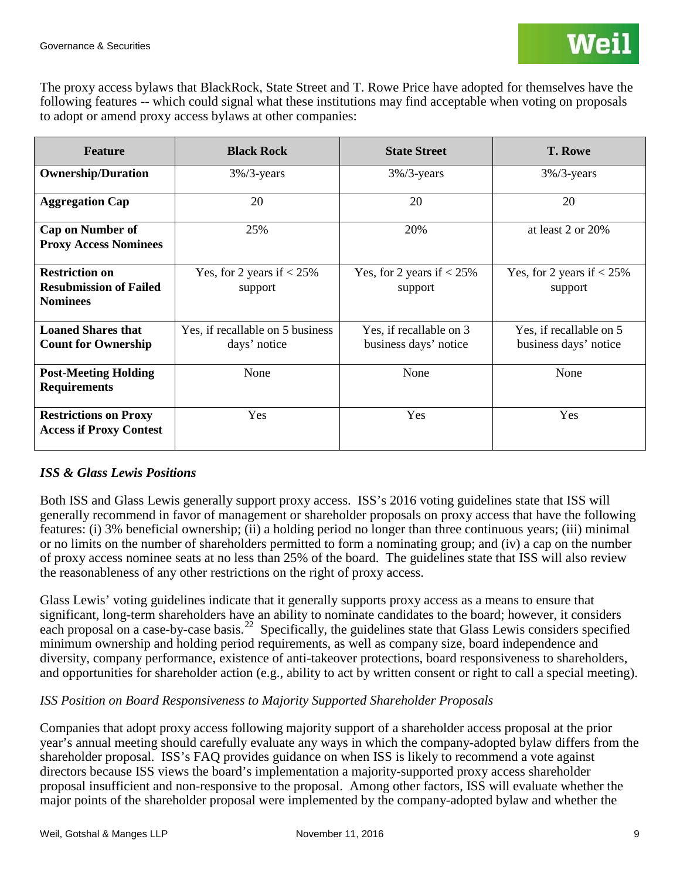The proxy access bylaws that BlackRock, State Street and T. Rowe Price have adopted for themselves have the following features -- which could signal what these institutions may find acceptable when voting on proposals to adopt or amend proxy access bylaws at other companies:

| Feature | Black Rock | State Street | T. Rowe |
|---|---|---|---|
| **Ownership/Duration** | 3%/3-years | 3%/3-years | 3%/3-years |
| **Aggregation Cap** | 20 | 20 | 20 |
| **Cap on Number of Proxy Access Nominees** | 25% | 20% | at least 2 or 20% |
| **Restriction on Resubmission of Failed Nominees** | Yes, for 2 years if < 25% support | Yes, for 2 years if < 25% support | Yes, for 2 years if < 25% support |
| **Loaned Shares that Count for Ownership** | Yes, if recallable on 5 business days' notice | Yes, if recallable on 3 business days' notice | Yes, if recallable on 5 business days' notice |
| **Post-Meeting Holding Requirements** | None | None | None |
| **Restrictions on Proxy Access if Proxy Contest** | Yes | Yes | Yes |

### *ISS & Glass Lewis Positions*

Both ISS and Glass Lewis generally support proxy access. ISS's 2016 voting guidelines state that ISS will generally recommend in favor of management or shareholder proposals on proxy access that have the following features: (i) 3% beneficial ownership; (ii) a holding period no longer than three continuous years; (iii) minimal or no limits on the number of shareholders permitted to form a nominating group; and (iv) a cap on the number of proxy access nominee seats at no less than 25% of the board. The guidelines state that ISS will also review the reasonableness of any other restrictions on the right of proxy access.

Glass Lewis' voting guidelines indicate that it generally supports proxy access as a means to ensure that significant, long-term shareholders have an ability to nominate candidates to the board; however, it considers each proposal on a case-by-case basis.[22] Specifically, the guidelines state that Glass Lewis considers specified minimum ownership and holding period requirements, as well as company size, board independence and diversity, company performance, existence of anti-takeover protections, board responsiveness to shareholders, and opportunities for shareholder action (e.g., ability to act by written consent or right to call a special meeting).

*ISS Position on Board Responsiveness to Majority Supported Shareholder Proposals*

Companies that adopt proxy access following majority support of a shareholder access proposal at the prior year's annual meeting should carefully evaluate any ways in which the company-adopted bylaw differs from the shareholder proposal. ISS's FAQ provides guidance on when ISS is likely to recommend a vote against directors because ISS views the board's implementation a majority-supported proxy access shareholder proposal insufficient and non-responsive to the proposal. Among other factors, ISS will evaluate whether the major points of the shareholder proposal were implemented by the company-adopted bylaw and whether the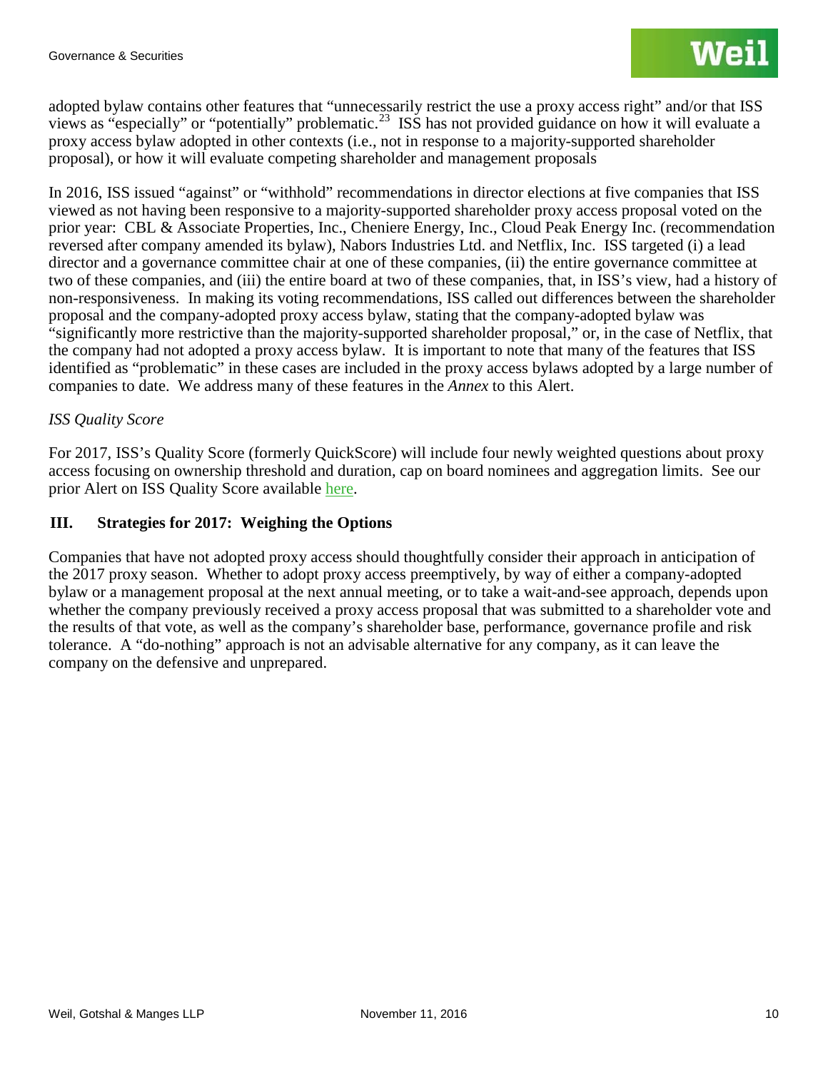adopted bylaw contains other features that "unnecessarily restrict the use a proxy access right" and/or that ISS views as "especially" or "potentially" problematic.[23] ISS has not provided guidance on how it will evaluate a proxy access bylaw adopted in other contexts (i.e., not in response to a majority-supported shareholder proposal), or how it will evaluate competing shareholder and management proposals

In 2016, ISS issued "against" or "withhold" recommendations in director elections at five companies that ISS viewed as not having been responsive to a majority-supported shareholder proxy access proposal voted on the prior year: CBL & Associate Properties, Inc., Cheniere Energy, Inc., Cloud Peak Energy Inc. (recommendation reversed after company amended its bylaw), Nabors Industries Ltd. and Netflix, Inc. ISS targeted (i) a lead director and a governance committee chair at one of these companies, (ii) the entire governance committee at two of these companies, and (iii) the entire board at two of these companies, that, in ISS's view, had a history of non-responsiveness. In making its voting recommendations, ISS called out differences between the shareholder proposal and the company-adopted proxy access bylaw, stating that the company-adopted bylaw was "significantly more restrictive than the majority-supported shareholder proposal," or, in the case of Netflix, that the company had not adopted a proxy access bylaw. It is important to note that many of the features that ISS identified as "problematic" in these cases are included in the proxy access bylaws adopted by a large number of companies to date. We address many of these features in the *Annex* to this Alert.

*ISS Quality Score*

For 2017, ISS's Quality Score (formerly QuickScore) will include four newly weighted questions about proxy access focusing on ownership threshold and duration, cap on board nominees and aggregation limits. See our prior Alert on ISS Quality Score available here.

## III. Strategies for 2017: Weighing the Options

Companies that have not adopted proxy access should thoughtfully consider their approach in anticipation of the 2017 proxy season. Whether to adopt proxy access preemptively, by way of either a company-adopted bylaw or a management proposal at the next annual meeting, or to take a wait-and-see approach, depends upon whether the company previously received a proxy access proposal that was submitted to a shareholder vote and the results of that vote, as well as the company's shareholder base, performance, governance profile and risk tolerance. A "do-nothing" approach is not an advisable alternative for any company, as it can leave the company on the defensive and unprepared.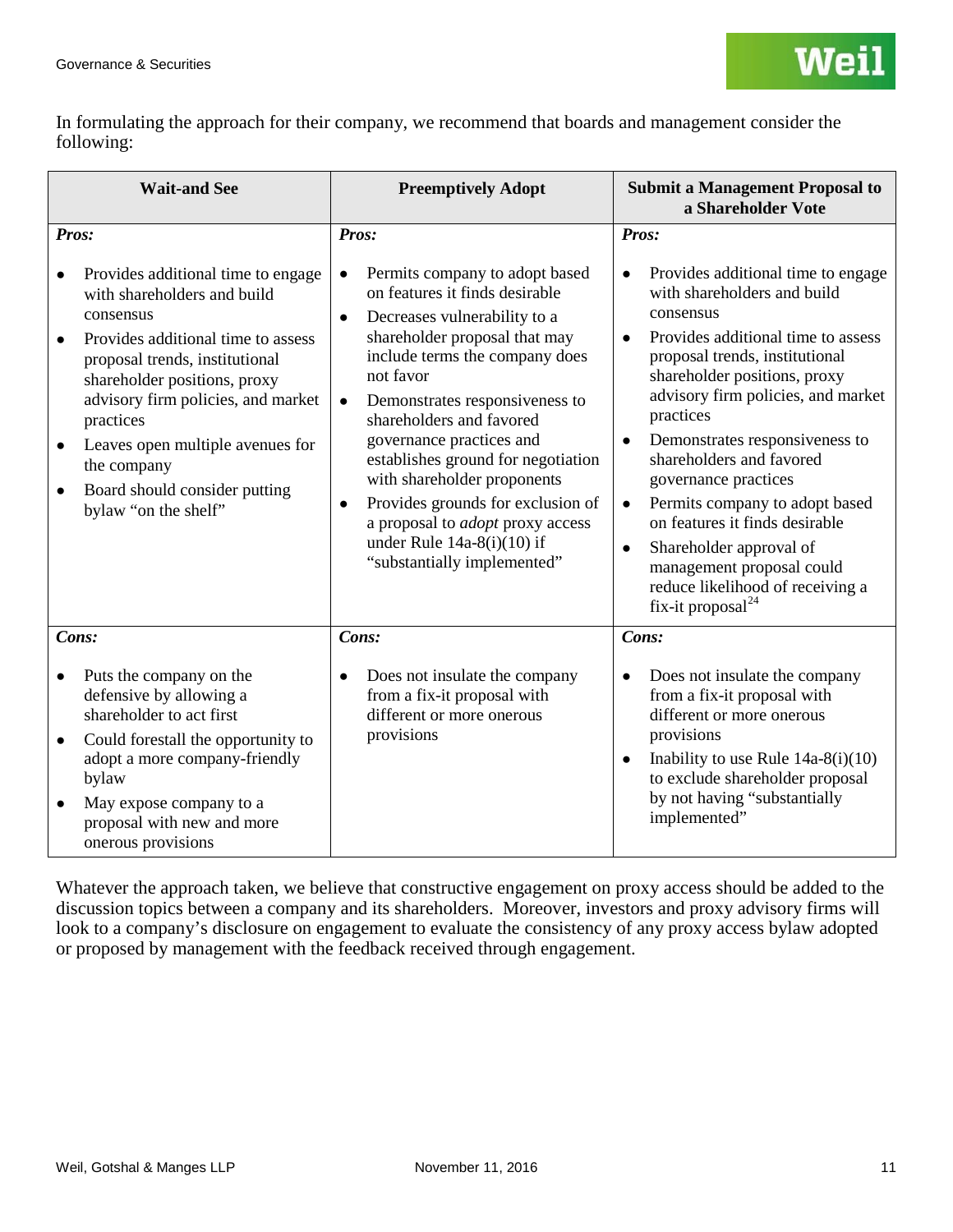In formulating the approach for their company, we recommend that boards and management consider the following:

| Wait-and See | Preemptively Adopt | Submit a Management Proposal to a Shareholder Vote |
|---|---|---|
| ***Pros:*** | ***Pros:*** | ***Pros:*** |
| • Provides additional time to engage with shareholders and build consensus<br>• Provides additional time to assess proposal trends, institutional shareholder positions, proxy advisory firm policies, and market practices<br>• Leaves open multiple avenues for the company<br>• Board should consider putting bylaw "on the shelf" | • Permits company to adopt based on features it finds desirable<br>• Decreases vulnerability to a shareholder proposal that may include terms the company does not favor<br>• Demonstrates responsiveness to shareholders and favored governance practices and establishes ground for negotiation with shareholder proponents<br>• Provides grounds for exclusion of a proposal to *adopt* proxy access under Rule 14a-8(i)(10) if "substantially implemented" | • Provides additional time to engage with shareholders and build consensus<br>• Provides additional time to assess proposal trends, institutional shareholder positions, proxy advisory firm policies, and market practices<br>• Demonstrates responsiveness to shareholders and favored governance practices<br>• Permits company to adopt based on features it finds desirable<br>• Shareholder approval of management proposal could reduce likelihood of receiving a fix-it proposal[24] |
| ***Cons:*** | ***Cons:*** | ***Cons:*** |
| • Puts the company on the defensive by allowing a shareholder to act first<br>• Could forestall the opportunity to adopt a more company-friendly bylaw<br>• May expose company to a proposal with new and more onerous provisions | • Does not insulate the company from a fix-it proposal with different or more onerous provisions | • Does not insulate the company from a fix-it proposal with different or more onerous provisions<br>• Inability to use Rule 14a-8(i)(10) to exclude shareholder proposal by not having "substantially implemented" |

Whatever the approach taken, we believe that constructive engagement on proxy access should be added to the discussion topics between a company and its shareholders. Moreover, investors and proxy advisory firms will look to a company's disclosure on engagement to evaluate the consistency of any proxy access bylaw adopted or proposed by management with the feedback received through engagement.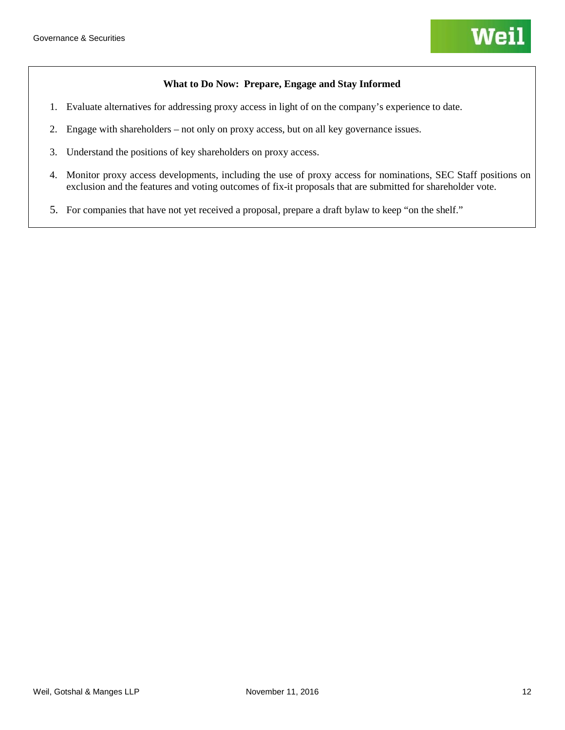**What to Do Now: Prepare, Engage and Stay Informed**

1. Evaluate alternatives for addressing proxy access in light of on the company's experience to date.
2. Engage with shareholders – not only on proxy access, but on all key governance issues.
3. Understand the positions of key shareholders on proxy access.
4. Monitor proxy access developments, including the use of proxy access for nominations, SEC Staff positions on exclusion and the features and voting outcomes of fix-it proposals that are submitted for shareholder vote.
5. For companies that have not yet received a proposal, prepare a draft bylaw to keep "on the shelf."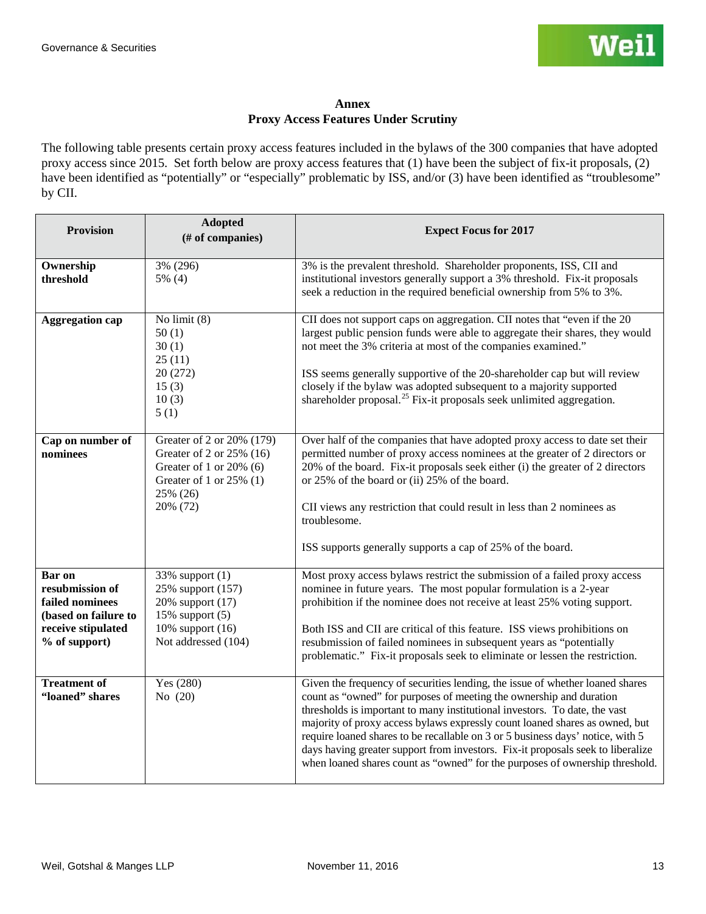**Annex**
**Proxy Access Features Under Scrutiny**

The following table presents certain proxy access features included in the bylaws of the 300 companies that have adopted proxy access since 2015. Set forth below are proxy access features that (1) have been the subject of fix-it proposals, (2) have been identified as "potentially" or "especially" problematic by ISS, and/or (3) have been identified as "troublesome" by CII.

| Provision | Adopted (# of companies) | Expect Focus for 2017 |
| --- | --- | --- |
| **Ownership threshold** | 3% (296)<br>5% (4) | 3% is the prevalent threshold. Shareholder proponents, ISS, CII and institutional investors generally support a 3% threshold. Fix-it proposals seek a reduction in the required beneficial ownership from 5% to 3%. |
| **Aggregation cap** | No limit (8)<br>50 (1)<br>30 (1)<br>25 (11)<br>20 (272)<br>15 (3)<br>10 (3)<br>5 (1) | CII does not support caps on aggregation. CII notes that "even if the 20 largest public pension funds were able to aggregate their shares, they would not meet the 3% criteria at most of the companies examined."<br><br>ISS seems generally supportive of the 20-shareholder cap but will review closely if the bylaw was adopted subsequent to a majority supported shareholder proposal.[25] Fix-it proposals seek unlimited aggregation. |
| **Cap on number of nominees** | Greater of 2 or 20% (179)<br>Greater of 2 or 25% (16)<br>Greater of 1 or 20% (6)<br>Greater of 1 or 25% (1)<br>25% (26)<br>20% (72) | Over half of the companies that have adopted proxy access to date set their permitted number of proxy access nominees at the greater of 2 directors or 20% of the board. Fix-it proposals seek either (i) the greater of 2 directors or 25% of the board or (ii) 25% of the board.<br><br>CII views any restriction that could result in less than 2 nominees as troublesome.<br><br>ISS supports generally supports a cap of 25% of the board. |
| **Bar on resubmission of failed nominees (based on failure to receive stipulated % of support)** | 33% support (1)<br>25% support (157)<br>20% support (17)<br>15% support (5)<br>10% support (16)<br>Not addressed (104) | Most proxy access bylaws restrict the submission of a failed proxy access nominee in future years. The most popular formulation is a 2-year prohibition if the nominee does not receive at least 25% voting support.<br><br>Both ISS and CII are critical of this feature. ISS views prohibitions on resubmission of failed nominees in subsequent years as "potentially problematic." Fix-it proposals seek to eliminate or lessen the restriction. |
| **Treatment of "loaned" shares** | Yes (280)<br>No (20) | Given the frequency of securities lending, the issue of whether loaned shares count as "owned" for purposes of meeting the ownership and duration thresholds is important to many institutional investors. To date, the vast majority of proxy access bylaws expressly count loaned shares as owned, but require loaned shares to be recallable on 3 or 5 business days' notice, with 5 days having greater support from investors. Fix-it proposals seek to liberalize when loaned shares count as "owned" for the purposes of ownership threshold. |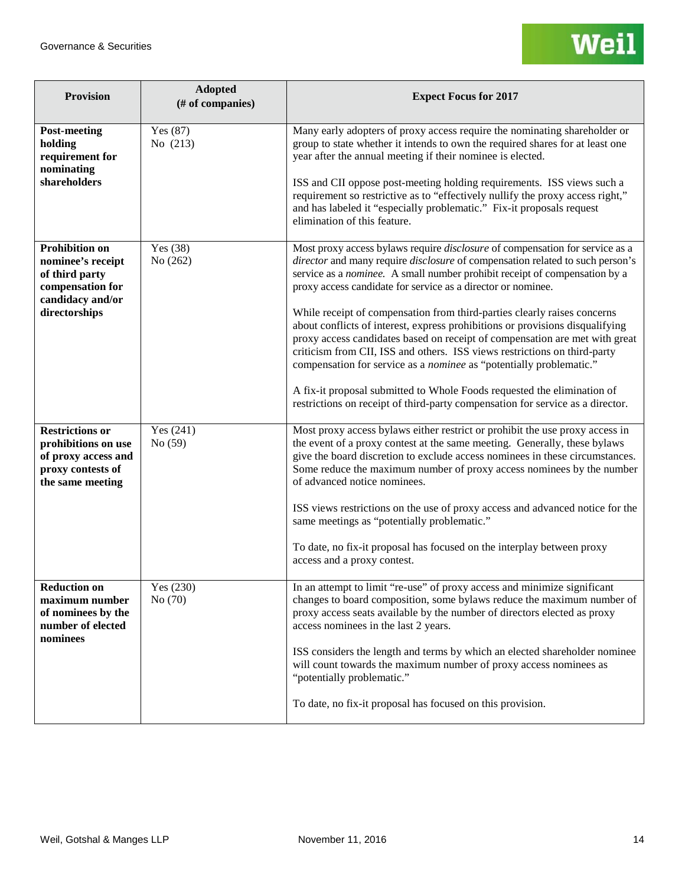| Provision | Adopted (# of companies) | Expect Focus for 2017 |
|---|---|---|
| **Post-meeting holding requirement for nominating shareholders** | Yes (87)<br>No (213) | Many early adopters of proxy access require the nominating shareholder or group to state whether it intends to own the required shares for at least one year after the annual meeting if their nominee is elected.<br><br>ISS and CII oppose post-meeting holding requirements. ISS views such a requirement so restrictive as to "effectively nullify the proxy access right," and has labeled it "especially problematic." Fix-it proposals request elimination of this feature. |
| **Prohibition on nominee's receipt of third party compensation for candidacy and/or directorships** | Yes (38)<br>No (262) | Most proxy access bylaws require *disclosure* of compensation for service as a *director* and many require *disclosure* of compensation related to such person's service as a *nominee.* A small number prohibit receipt of compensation by a proxy access candidate for service as a director or nominee.<br><br>While receipt of compensation from third-parties clearly raises concerns about conflicts of interest, express prohibitions or provisions disqualifying proxy access candidates based on receipt of compensation are met with great criticism from CII, ISS and others. ISS views restrictions on third-party compensation for service as a *nominee* as "potentially problematic."<br><br>A fix-it proposal submitted to Whole Foods requested the elimination of restrictions on receipt of third-party compensation for service as a director. |
| **Restrictions or prohibitions on use of proxy access and proxy contests of the same meeting** | Yes (241)<br>No (59) | Most proxy access bylaws either restrict or prohibit the use proxy access in the event of a proxy contest at the same meeting. Generally, these bylaws give the board discretion to exclude access nominees in these circumstances. Some reduce the maximum number of proxy access nominees by the number of advanced notice nominees.<br><br>ISS views restrictions on the use of proxy access and advanced notice for the same meetings as "potentially problematic."<br><br>To date, no fix-it proposal has focused on the interplay between proxy access and a proxy contest. |
| **Reduction on maximum number of nominees by the number of elected nominees** | Yes (230)<br>No (70) | In an attempt to limit "re-use" of proxy access and minimize significant changes to board composition, some bylaws reduce the maximum number of proxy access seats available by the number of directors elected as proxy access nominees in the last 2 years.<br><br>ISS considers the length and terms by which an elected shareholder nominee will count towards the maximum number of proxy access nominees as "potentially problematic."<br><br>To date, no fix-it proposal has focused on this provision. |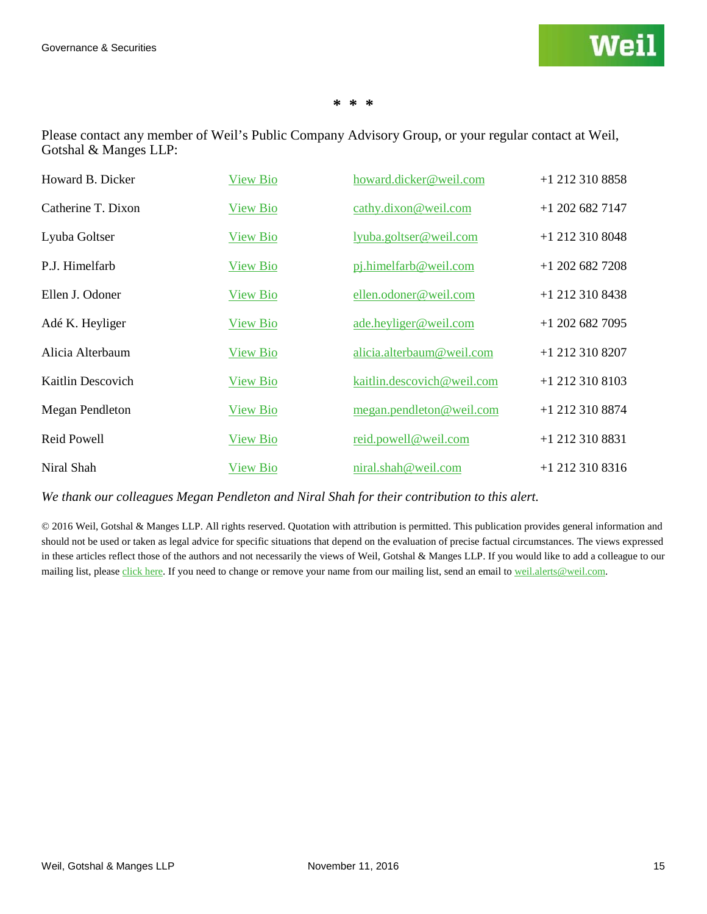\* \* \*

Please contact any member of Weil's Public Company Advisory Group, or your regular contact at Weil, Gotshal & Manges LLP:

| | | | |
|---|---|---|---|
| Howard B. Dicker | View Bio | howard.dicker@weil.com | +1 212 310 8858 |
| Catherine T. Dixon | View Bio | cathy.dixon@weil.com | +1 202 682 7147 |
| Lyuba Goltser | View Bio | lyuba.goltser@weil.com | +1 212 310 8048 |
| P.J. Himelfarb | View Bio | pj.himelfarb@weil.com | +1 202 682 7208 |
| Ellen J. Odoner | View Bio | ellen.odoner@weil.com | +1 212 310 8438 |
| Adé K. Heyliger | View Bio | ade.heyliger@weil.com | +1 202 682 7095 |
| Alicia Alterbaum | View Bio | alicia.alterbaum@weil.com | +1 212 310 8207 |
| Kaitlin Descovich | View Bio | kaitlin.descovich@weil.com | +1 212 310 8103 |
| Megan Pendleton | View Bio | megan.pendleton@weil.com | +1 212 310 8874 |
| Reid Powell | View Bio | reid.powell@weil.com | +1 212 310 8831 |
| Niral Shah | View Bio | niral.shah@weil.com | +1 212 310 8316 |

*We thank our colleagues Megan Pendleton and Niral Shah for their contribution to this alert.*

© 2016 Weil, Gotshal & Manges LLP. All rights reserved. Quotation with attribution is permitted. This publication provides general information and should not be used or taken as legal advice for specific situations that depend on the evaluation of precise factual circumstances. The views expressed in these articles reflect those of the authors and not necessarily the views of Weil, Gotshal & Manges LLP. If you would like to add a colleague to our mailing list, please click here. If you need to change or remove your name from our mailing list, send an email to weil.alerts@weil.com.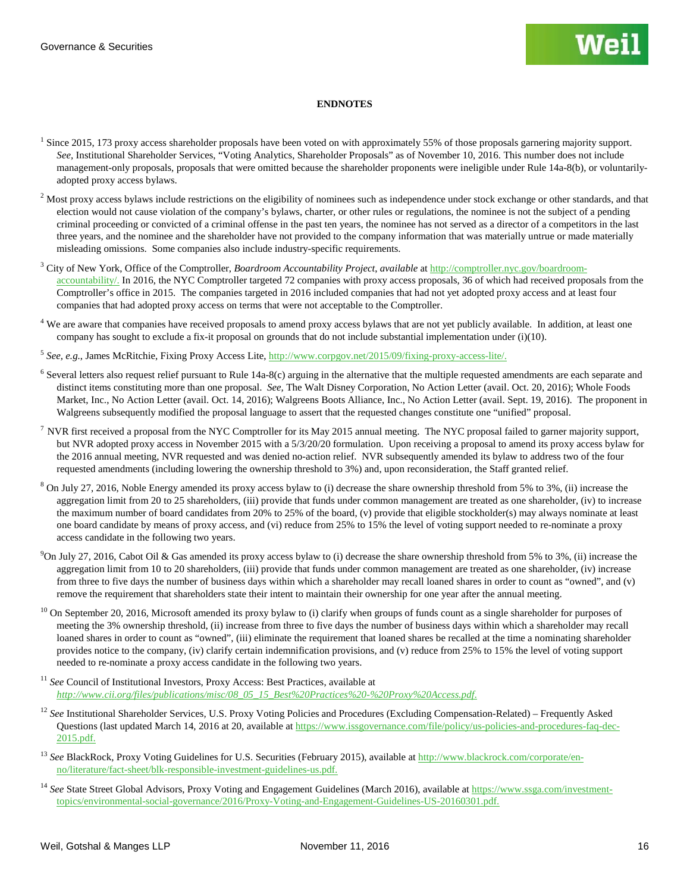**ENDNOTES**

[1] Since 2015, 173 proxy access shareholder proposals have been voted on with approximately 55% of those proposals garnering majority support. *See,* Institutional Shareholder Services, "Voting Analytics, Shareholder Proposals" as of November 10, 2016. This number does not include management-only proposals, proposals that were omitted because the shareholder proponents were ineligible under Rule 14a-8(b), or voluntarily-adopted proxy access bylaws.

[2] Most proxy access bylaws include restrictions on the eligibility of nominees such as independence under stock exchange or other standards, and that election would not cause violation of the company's bylaws, charter, or other rules or regulations, the nominee is not the subject of a pending criminal proceeding or convicted of a criminal offense in the past ten years, the nominee has not served as a director of a competitors in the last three years, and the nominee and the shareholder have not provided to the company information that was materially untrue or made materially misleading omissions. Some companies also include industry-specific requirements.

[3] City of New York, Office of the Comptroller, *Boardroom Accountability Project*, *available* at http://comptroller.nyc.gov/boardroom-accountability/. In 2016, the NYC Comptroller targeted 72 companies with proxy access proposals, 36 of which had received proposals from the Comptroller's office in 2015. The companies targeted in 2016 included companies that had not yet adopted proxy access and at least four companies that had adopted proxy access on terms that were not acceptable to the Comptroller.

[4] We are aware that companies have received proposals to amend proxy access bylaws that are not yet publicly available. In addition, at least one company has sought to exclude a fix-it proposal on grounds that do not include substantial implementation under (i)(10).

[5] *See, e.g.*, James McRitchie, Fixing Proxy Access Lite, http://www.corpgov.net/2015/09/fixing-proxy-access-lite/.

[6] Several letters also request relief pursuant to Rule 14a-8(c) arguing in the alternative that the multiple requested amendments are each separate and distinct items constituting more than one proposal. *See,* The Walt Disney Corporation, No Action Letter (avail. Oct. 20, 2016); Whole Foods Market, Inc., No Action Letter (avail. Oct. 14, 2016); Walgreens Boots Alliance, Inc., No Action Letter (avail. Sept. 19, 2016). The proponent in Walgreens subsequently modified the proposal language to assert that the requested changes constitute one "unified" proposal.

[7] NVR first received a proposal from the NYC Comptroller for its May 2015 annual meeting. The NYC proposal failed to garner majority support, but NVR adopted proxy access in November 2015 with a 5/3/20/20 formulation. Upon receiving a proposal to amend its proxy access bylaw for the 2016 annual meeting, NVR requested and was denied no-action relief. NVR subsequently amended its bylaw to address two of the four requested amendments (including lowering the ownership threshold to 3%) and, upon reconsideration, the Staff granted relief.

[8] On July 27, 2016, Noble Energy amended its proxy access bylaw to (i) decrease the share ownership threshold from 5% to 3%, (ii) increase the aggregation limit from 20 to 25 shareholders, (iii) provide that funds under common management are treated as one shareholder, (iv) to increase the maximum number of board candidates from 20% to 25% of the board, (v) provide that eligible stockholder(s) may always nominate at least one board candidate by means of proxy access, and (vi) reduce from 25% to 15% the level of voting support needed to re-nominate a proxy access candidate in the following two years.

[9] On July 27, 2016, Cabot Oil & Gas amended its proxy access bylaw to (i) decrease the share ownership threshold from 5% to 3%, (ii) increase the aggregation limit from 10 to 20 shareholders, (iii) provide that funds under common management are treated as one shareholder, (iv) increase from three to five days the number of business days within which a shareholder may recall loaned shares in order to count as "owned", and (v) remove the requirement that shareholders state their intent to maintain their ownership for one year after the annual meeting.

[10] On September 20, 2016, Microsoft amended its proxy bylaw to (i) clarify when groups of funds count as a single shareholder for purposes of meeting the 3% ownership threshold, (ii) increase from three to five days the number of business days within which a shareholder may recall loaned shares in order to count as "owned", (iii) eliminate the requirement that loaned shares be recalled at the time a nominating shareholder provides notice to the company, (iv) clarify certain indemnification provisions, and (v) reduce from 25% to 15% the level of voting support needed to re-nominate a proxy access candidate in the following two years.

[11] *See* Council of Institutional Investors, Proxy Access: Best Practices, available at *http://www.cii.org/files/publications/misc/08_05_15_Best%20Practices%20-%20Proxy%20Access.pdf.*

[12] *See* Institutional Shareholder Services, U.S. Proxy Voting Policies and Procedures (Excluding Compensation-Related) – Frequently Asked Questions (last updated March 14, 2016 at 20, available at https://www.issgovernance.com/file/policy/us-policies-and-procedures-faq-dec-2015.pdf.

[13] *See* BlackRock, Proxy Voting Guidelines for U.S. Securities (February 2015), available at http://www.blackrock.com/corporate/en-no/literature/fact-sheet/blk-responsible-investment-guidelines-us.pdf.

[14] *See* State Street Global Advisors, Proxy Voting and Engagement Guidelines (March 2016), available at https://www.ssga.com/investment-topics/environmental-social-governance/2016/Proxy-Voting-and-Engagement-Guidelines-US-20160301.pdf.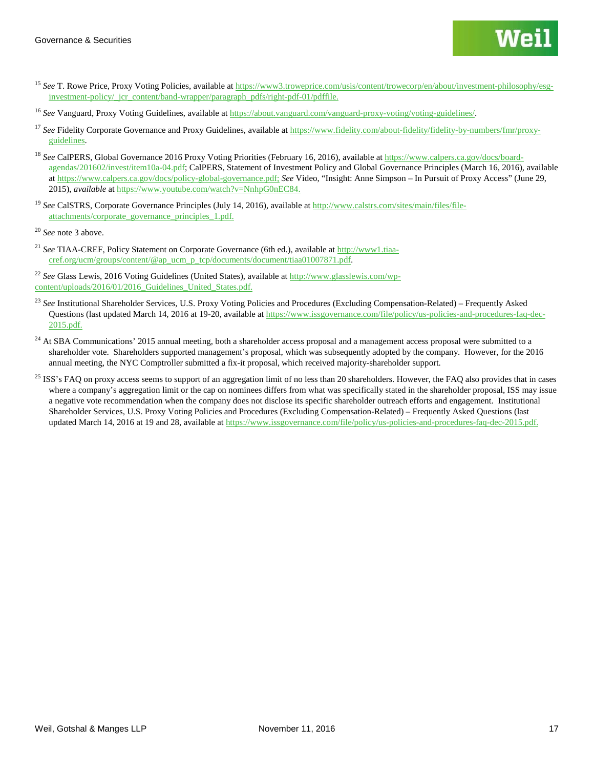[15] *See* T. Rowe Price, Proxy Voting Policies, available at https://www3.troweprice.com/usis/content/trowecorp/en/about/investment-philosophy/esg-investment-policy/_jcr_content/band-wrapper/paragraph_pdfs/right-pdf-01/pdffile.

[16] *See* Vanguard, Proxy Voting Guidelines, available at https://about.vanguard.com/vanguard-proxy-voting/voting-guidelines/.

[17] *See* Fidelity Corporate Governance and Proxy Guidelines, available at https://www.fidelity.com/about-fidelity/fidelity-by-numbers/fmr/proxy-guidelines.

[18] *See* CalPERS, Global Governance 2016 Proxy Voting Priorities (February 16, 2016), available at https://www.calpers.ca.gov/docs/board-agendas/201602/invest/item10a-04.pdf; CalPERS, Statement of Investment Policy and Global Governance Principles (March 16, 2016), available at https://www.calpers.ca.gov/docs/policy-global-governance.pdf; *See* Video, "Insight: Anne Simpson – In Pursuit of Proxy Access" (June 29, 2015), *available* at https://www.youtube.com/watch?v=NnhpG0nEC84.

[19] *See* CalSTRS, Corporate Governance Principles (July 14, 2016), available at http://www.calstrs.com/sites/main/files/file-attachments/corporate_governance_principles_1.pdf.

[20] *See* note 3 above.

[21] *See* TIAA-CREF, Policy Statement on Corporate Governance (6th ed.), available at http://www1.tiaa-cref.org/ucm/groups/content/@ap_ucm_p_tcp/documents/document/tiaa01007871.pdf.

[22] *See* Glass Lewis, 2016 Voting Guidelines (United States), available at http://www.glasslewis.com/wp-content/uploads/2016/01/2016_Guidelines_United_States.pdf.

[23] *See* Institutional Shareholder Services, U.S. Proxy Voting Policies and Procedures (Excluding Compensation-Related) – Frequently Asked Questions (last updated March 14, 2016 at 19-20, available at https://www.issgovernance.com/file/policy/us-policies-and-procedures-faq-dec-2015.pdf.

[24] At SBA Communications' 2015 annual meeting, both a shareholder access proposal and a management access proposal were submitted to a shareholder vote. Shareholders supported management's proposal, which was subsequently adopted by the company. However, for the 2016 annual meeting, the NYC Comptroller submitted a fix-it proposal, which received majority-shareholder support.

[25] ISS's FAQ on proxy access seems to support of an aggregation limit of no less than 20 shareholders. However, the FAQ also provides that in cases where a company's aggregation limit or the cap on nominees differs from what was specifically stated in the shareholder proposal, ISS may issue a negative vote recommendation when the company does not disclose its specific shareholder outreach efforts and engagement. Institutional Shareholder Services, U.S. Proxy Voting Policies and Procedures (Excluding Compensation-Related) – Frequently Asked Questions (last updated March 14, 2016 at 19 and 28, available at https://www.issgovernance.com/file/policy/us-policies-and-procedures-faq-dec-2015.pdf.